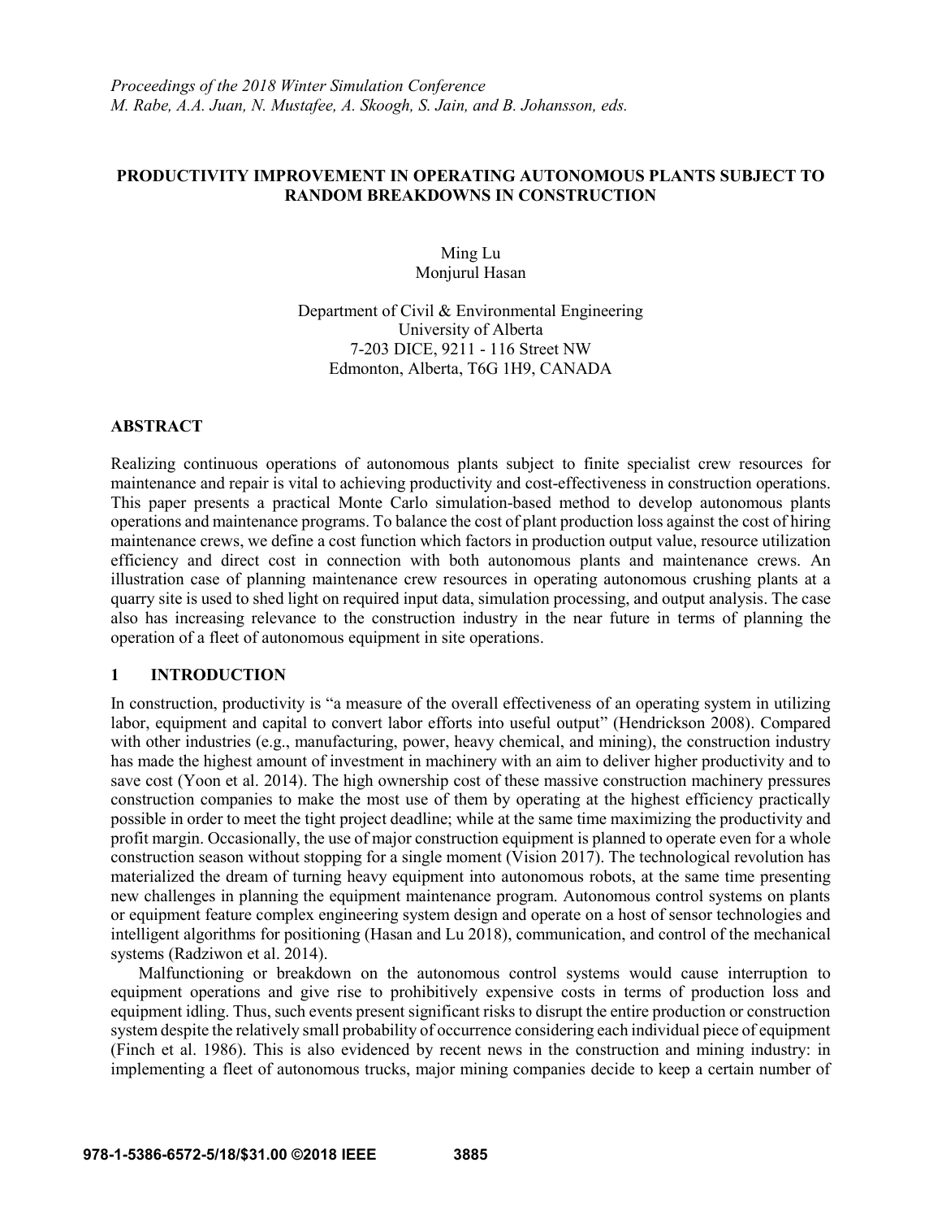*Proceedings of the 2018 Winter Simulation Conference*
*M. Rabe, A.A. Juan, N. Mustafee, A. Skoogh, S. Jain, and B. Johansson, eds.*

# PRODUCTIVITY IMPROVEMENT IN OPERATING AUTONOMOUS PLANTS SUBJECT TO RANDOM BREAKDOWNS IN CONSTRUCTION

Ming Lu
Monjurul Hasan

Department of Civil & Environmental Engineering
University of Alberta
7-203 DICE, 9211 - 116 Street NW
Edmonton, Alberta, T6G 1H9, CANADA

## ABSTRACT

Realizing continuous operations of autonomous plants subject to finite specialist crew resources for maintenance and repair is vital to achieving productivity and cost-effectiveness in construction operations. This paper presents a practical Monte Carlo simulation-based method to develop autonomous plants operations and maintenance programs. To balance the cost of plant production loss against the cost of hiring maintenance crews, we define a cost function which factors in production output value, resource utilization efficiency and direct cost in connection with both autonomous plants and maintenance crews. An illustration case of planning maintenance crew resources in operating autonomous crushing plants at a quarry site is used to shed light on required input data, simulation processing, and output analysis. The case also has increasing relevance to the construction industry in the near future in terms of planning the operation of a fleet of autonomous equipment in site operations.

## 1 INTRODUCTION

In construction, productivity is "a measure of the overall effectiveness of an operating system in utilizing labor, equipment and capital to convert labor efforts into useful output" (Hendrickson 2008). Compared with other industries (e.g., manufacturing, power, heavy chemical, and mining), the construction industry has made the highest amount of investment in machinery with an aim to deliver higher productivity and to save cost (Yoon et al. 2014). The high ownership cost of these massive construction machinery pressures construction companies to make the most use of them by operating at the highest efficiency practically possible in order to meet the tight project deadline; while at the same time maximizing the productivity and profit margin. Occasionally, the use of major construction equipment is planned to operate even for a whole construction season without stopping for a single moment (Vision 2017). The technological revolution has materialized the dream of turning heavy equipment into autonomous robots, at the same time presenting new challenges in planning the equipment maintenance program. Autonomous control systems on plants or equipment feature complex engineering system design and operate on a host of sensor technologies and intelligent algorithms for positioning (Hasan and Lu 2018), communication, and control of the mechanical systems (Radziwon et al. 2014).

Malfunctioning or breakdown on the autonomous control systems would cause interruption to equipment operations and give rise to prohibitively expensive costs in terms of production loss and equipment idling. Thus, such events present significant risks to disrupt the entire production or construction system despite the relatively small probability of occurrence considering each individual piece of equipment (Finch et al. 1986). This is also evidenced by recent news in the construction and mining industry: in implementing a fleet of autonomous trucks, major mining companies decide to keep a certain number of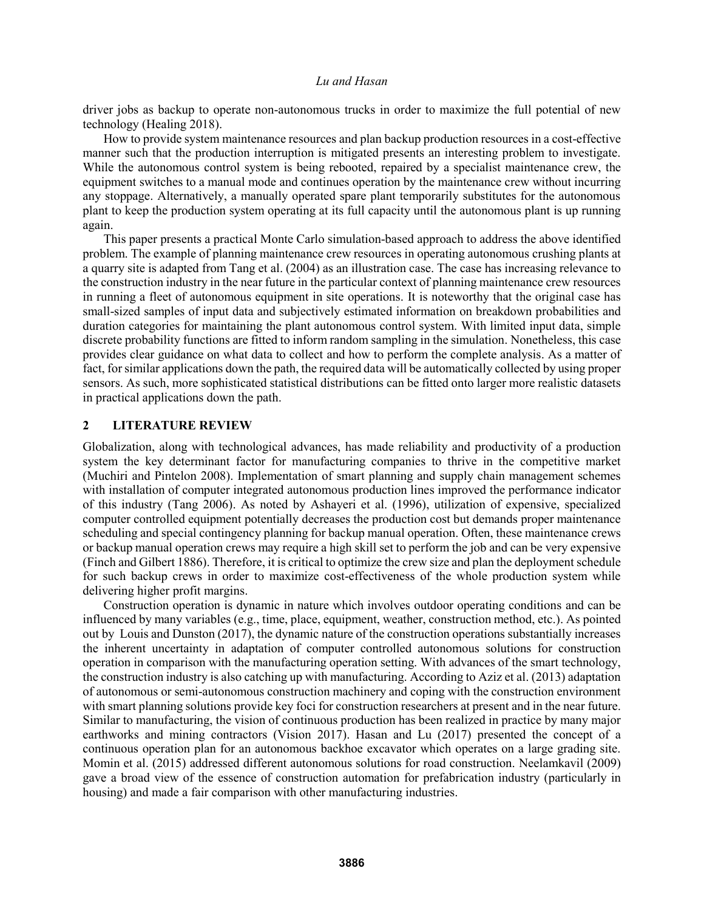driver jobs as backup to operate non-autonomous trucks in order to maximize the full potential of new technology (Healing 2018).

How to provide system maintenance resources and plan backup production resources in a cost-effective manner such that the production interruption is mitigated presents an interesting problem to investigate. While the autonomous control system is being rebooted, repaired by a specialist maintenance crew, the equipment switches to a manual mode and continues operation by the maintenance crew without incurring any stoppage. Alternatively, a manually operated spare plant temporarily substitutes for the autonomous plant to keep the production system operating at its full capacity until the autonomous plant is up running again.

This paper presents a practical Monte Carlo simulation-based approach to address the above identified problem. The example of planning maintenance crew resources in operating autonomous crushing plants at a quarry site is adapted from Tang et al. (2004) as an illustration case. The case has increasing relevance to the construction industry in the near future in the particular context of planning maintenance crew resources in running a fleet of autonomous equipment in site operations. It is noteworthy that the original case has small-sized samples of input data and subjectively estimated information on breakdown probabilities and duration categories for maintaining the plant autonomous control system. With limited input data, simple discrete probability functions are fitted to inform random sampling in the simulation. Nonetheless, this case provides clear guidance on what data to collect and how to perform the complete analysis. As a matter of fact, for similar applications down the path, the required data will be automatically collected by using proper sensors. As such, more sophisticated statistical distributions can be fitted onto larger more realistic datasets in practical applications down the path.

## 2 LITERATURE REVIEW

Globalization, along with technological advances, has made reliability and productivity of a production system the key determinant factor for manufacturing companies to thrive in the competitive market (Muchiri and Pintelon 2008). Implementation of smart planning and supply chain management schemes with installation of computer integrated autonomous production lines improved the performance indicator of this industry (Tang 2006). As noted by Ashayeri et al. (1996), utilization of expensive, specialized computer controlled equipment potentially decreases the production cost but demands proper maintenance scheduling and special contingency planning for backup manual operation. Often, these maintenance crews or backup manual operation crews may require a high skill set to perform the job and can be very expensive (Finch and Gilbert 1886). Therefore, it is critical to optimize the crew size and plan the deployment schedule for such backup crews in order to maximize cost-effectiveness of the whole production system while delivering higher profit margins.

Construction operation is dynamic in nature which involves outdoor operating conditions and can be influenced by many variables (e.g., time, place, equipment, weather, construction method, etc.). As pointed out by Louis and Dunston (2017), the dynamic nature of the construction operations substantially increases the inherent uncertainty in adaptation of computer controlled autonomous solutions for construction operation in comparison with the manufacturing operation setting. With advances of the smart technology, the construction industry is also catching up with manufacturing. According to Aziz et al. (2013) adaptation of autonomous or semi-autonomous construction machinery and coping with the construction environment with smart planning solutions provide key foci for construction researchers at present and in the near future. Similar to manufacturing, the vision of continuous production has been realized in practice by many major earthworks and mining contractors (Vision 2017). Hasan and Lu (2017) presented the concept of a continuous operation plan for an autonomous backhoe excavator which operates on a large grading site. Momin et al. (2015) addressed different autonomous solutions for road construction. Neelamkavil (2009) gave a broad view of the essence of construction automation for prefabrication industry (particularly in housing) and made a fair comparison with other manufacturing industries.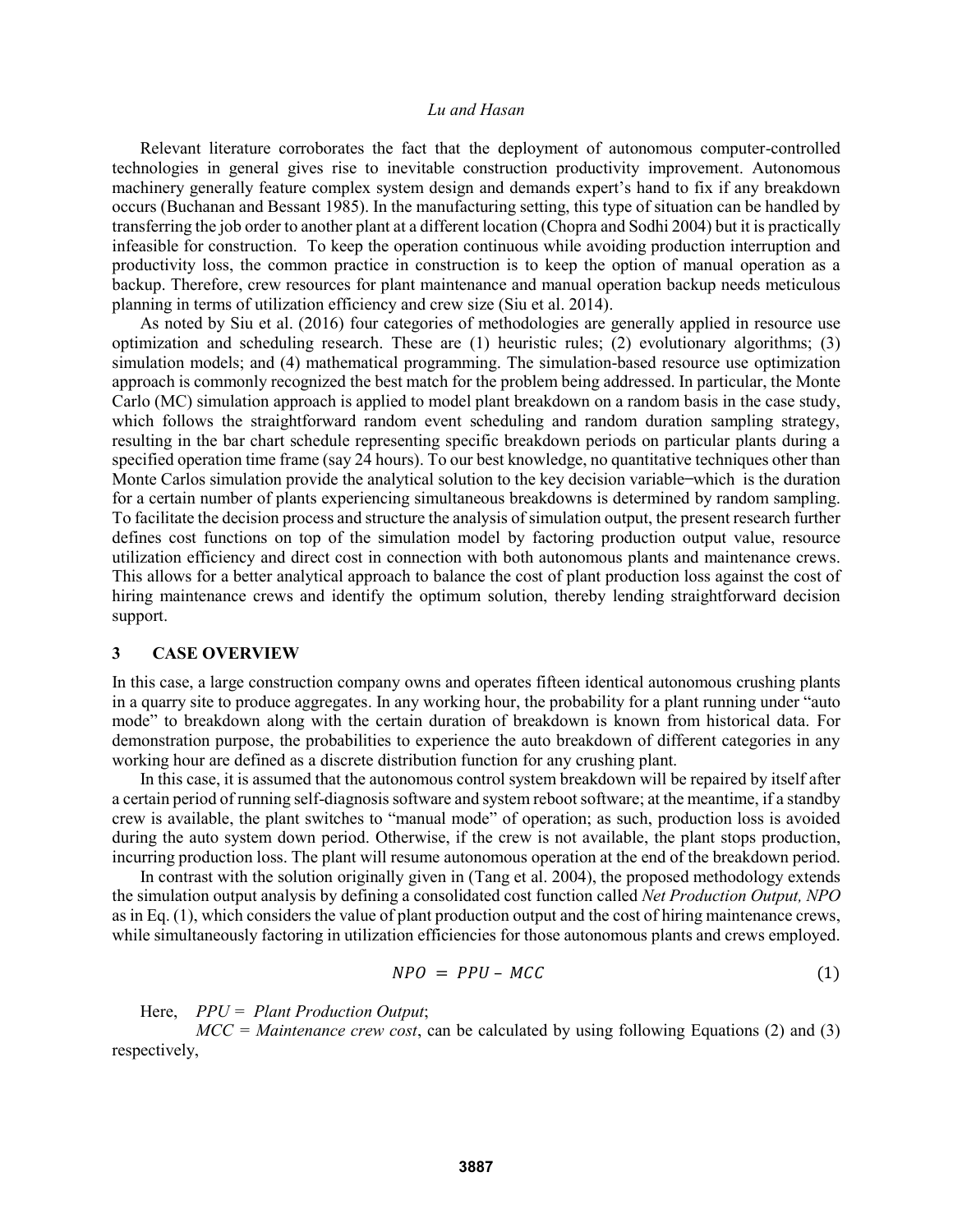Relevant literature corroborates the fact that the deployment of autonomous computer-controlled technologies in general gives rise to inevitable construction productivity improvement. Autonomous machinery generally feature complex system design and demands expert's hand to fix if any breakdown occurs (Buchanan and Bessant 1985). In the manufacturing setting, this type of situation can be handled by transferring the job order to another plant at a different location (Chopra and Sodhi 2004) but it is practically infeasible for construction. To keep the operation continuous while avoiding production interruption and productivity loss, the common practice in construction is to keep the option of manual operation as a backup. Therefore, crew resources for plant maintenance and manual operation backup needs meticulous planning in terms of utilization efficiency and crew size (Siu et al. 2014).

As noted by Siu et al. (2016) four categories of methodologies are generally applied in resource use optimization and scheduling research. These are (1) heuristic rules; (2) evolutionary algorithms; (3) simulation models; and (4) mathematical programming. The simulation-based resource use optimization approach is commonly recognized the best match for the problem being addressed. In particular, the Monte Carlo (MC) simulation approach is applied to model plant breakdown on a random basis in the case study, which follows the straightforward random event scheduling and random duration sampling strategy, resulting in the bar chart schedule representing specific breakdown periods on particular plants during a specified operation time frame (say 24 hours). To our best knowledge, no quantitative techniques other than Monte Carlos simulation provide the analytical solution to the key decision variable–which is the duration for a certain number of plants experiencing simultaneous breakdowns is determined by random sampling. To facilitate the decision process and structure the analysis of simulation output, the present research further defines cost functions on top of the simulation model by factoring production output value, resource utilization efficiency and direct cost in connection with both autonomous plants and maintenance crews. This allows for a better analytical approach to balance the cost of plant production loss against the cost of hiring maintenance crews and identify the optimum solution, thereby lending straightforward decision support.

## 3 CASE OVERVIEW

In this case, a large construction company owns and operates fifteen identical autonomous crushing plants in a quarry site to produce aggregates. In any working hour, the probability for a plant running under "auto mode" to breakdown along with the certain duration of breakdown is known from historical data. For demonstration purpose, the probabilities to experience the auto breakdown of different categories in any working hour are defined as a discrete distribution function for any crushing plant.

In this case, it is assumed that the autonomous control system breakdown will be repaired by itself after a certain period of running self-diagnosis software and system reboot software; at the meantime, if a standby crew is available, the plant switches to "manual mode" of operation; as such, production loss is avoided during the auto system down period. Otherwise, if the crew is not available, the plant stops production, incurring production loss. The plant will resume autonomous operation at the end of the breakdown period.

In contrast with the solution originally given in (Tang et al. 2004), the proposed methodology extends the simulation output analysis by defining a consolidated cost function called *Net Production Output, NPO* as in Eq. (1), which considers the value of plant production output and the cost of hiring maintenance crews, while simultaneously factoring in utilization efficiencies for those autonomous plants and crews employed.

$$NPO = PPU - MCC \tag{1}$$

Here, *PPU = Plant Production Output*;

*MCC = Maintenance crew cost*, can be calculated by using following Equations (2) and (3) respectively,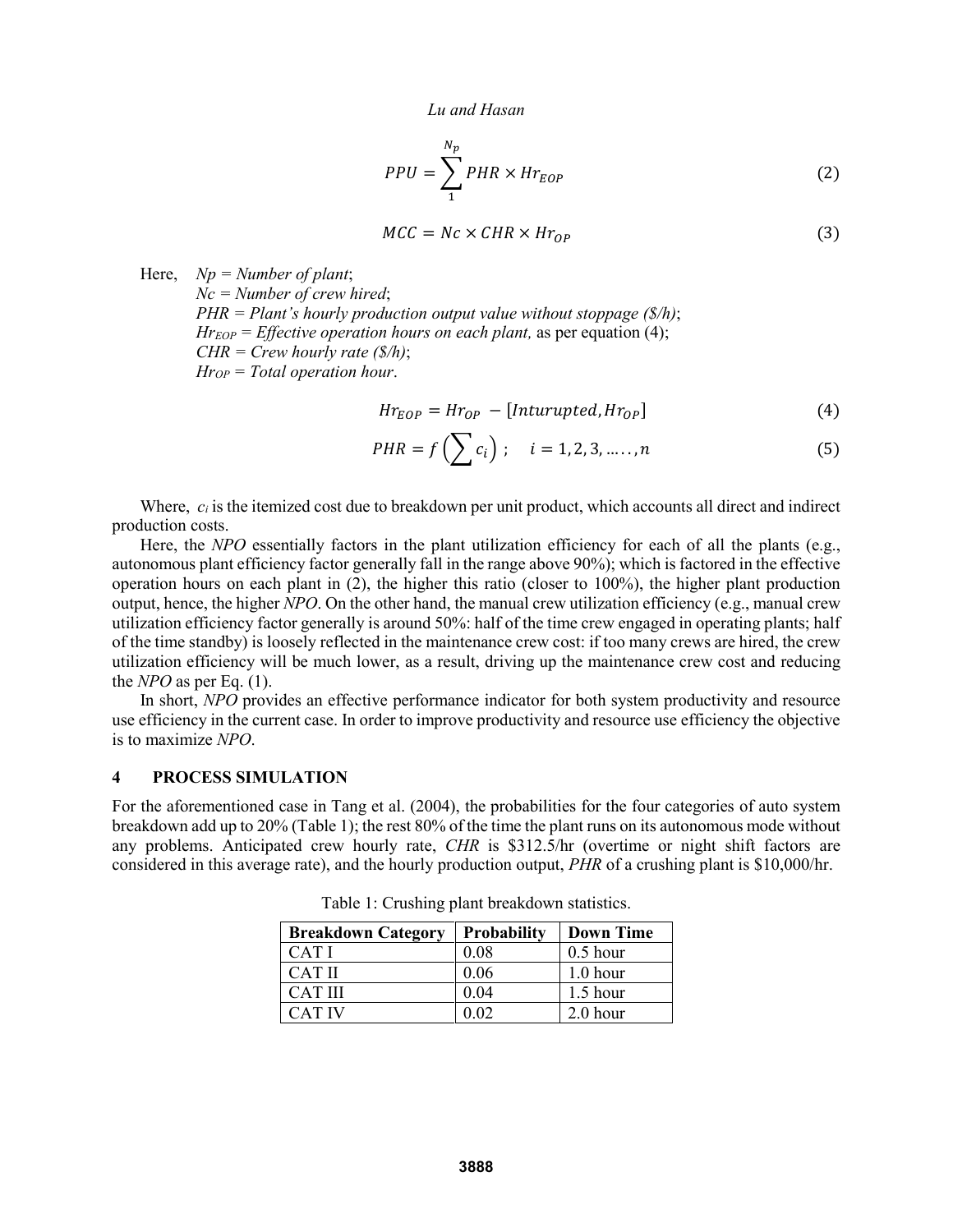$$PPU = \sum_{1}^{N_p} PHR \times Hr_{EOP} \tag{2}$$

$$MCC = Nc \times CHR \times Hr_{OP} \tag{3}$$

Here, *Np = Number of plant*;
*Nc = Number of crew hired*;
*PHR = Plant's hourly production output value without stoppage ($/h)*;
*$Hr_{EOP}$ = Effective operation hours on each plant,* as per equation (4);
*CHR = Crew hourly rate ($/h)*;
*$Hr_{OP}$ = Total operation hour*.

$$Hr_{EOP} = Hr_{OP} - [Inturupted, Hr_{OP}] \tag{4}$$

$$PHR = f\left(\sum c_i\right); \quad i = 1, 2, 3, \ldots\ldots, n \tag{5}$$

Where, $c_i$ is the itemized cost due to breakdown per unit product, which accounts all direct and indirect production costs.

Here, the *NPO* essentially factors in the plant utilization efficiency for each of all the plants (e.g., autonomous plant efficiency factor generally fall in the range above 90%); which is factored in the effective operation hours on each plant in (2), the higher this ratio (closer to 100%), the higher plant production output, hence, the higher *NPO*. On the other hand, the manual crew utilization efficiency (e.g., manual crew utilization efficiency factor generally is around 50%: half of the time crew engaged in operating plants; half of the time standby) is loosely reflected in the maintenance crew cost: if too many crews are hired, the crew utilization efficiency will be much lower, as a result, driving up the maintenance crew cost and reducing the *NPO* as per Eq. (1).

In short, *NPO* provides an effective performance indicator for both system productivity and resource use efficiency in the current case. In order to improve productivity and resource use efficiency the objective is to maximize *NPO*.

## 4 PROCESS SIMULATION

For the aforementioned case in Tang et al. (2004), the probabilities for the four categories of auto system breakdown add up to 20% (Table 1); the rest 80% of the time the plant runs on its autonomous mode without any problems. Anticipated crew hourly rate, *CHR* is $312.5/hr (overtime or night shift factors are considered in this average rate), and the hourly production output, *PHR* of a crushing plant is $10,000/hr.

Table 1: Crushing plant breakdown statistics.

| Breakdown Category | Probability | Down Time |
|---|---|---|
| CAT I | 0.08 | 0.5 hour |
| CAT II | 0.06 | 1.0 hour |
| CAT III | 0.04 | 1.5 hour |
| CAT IV | 0.02 | 2.0 hour |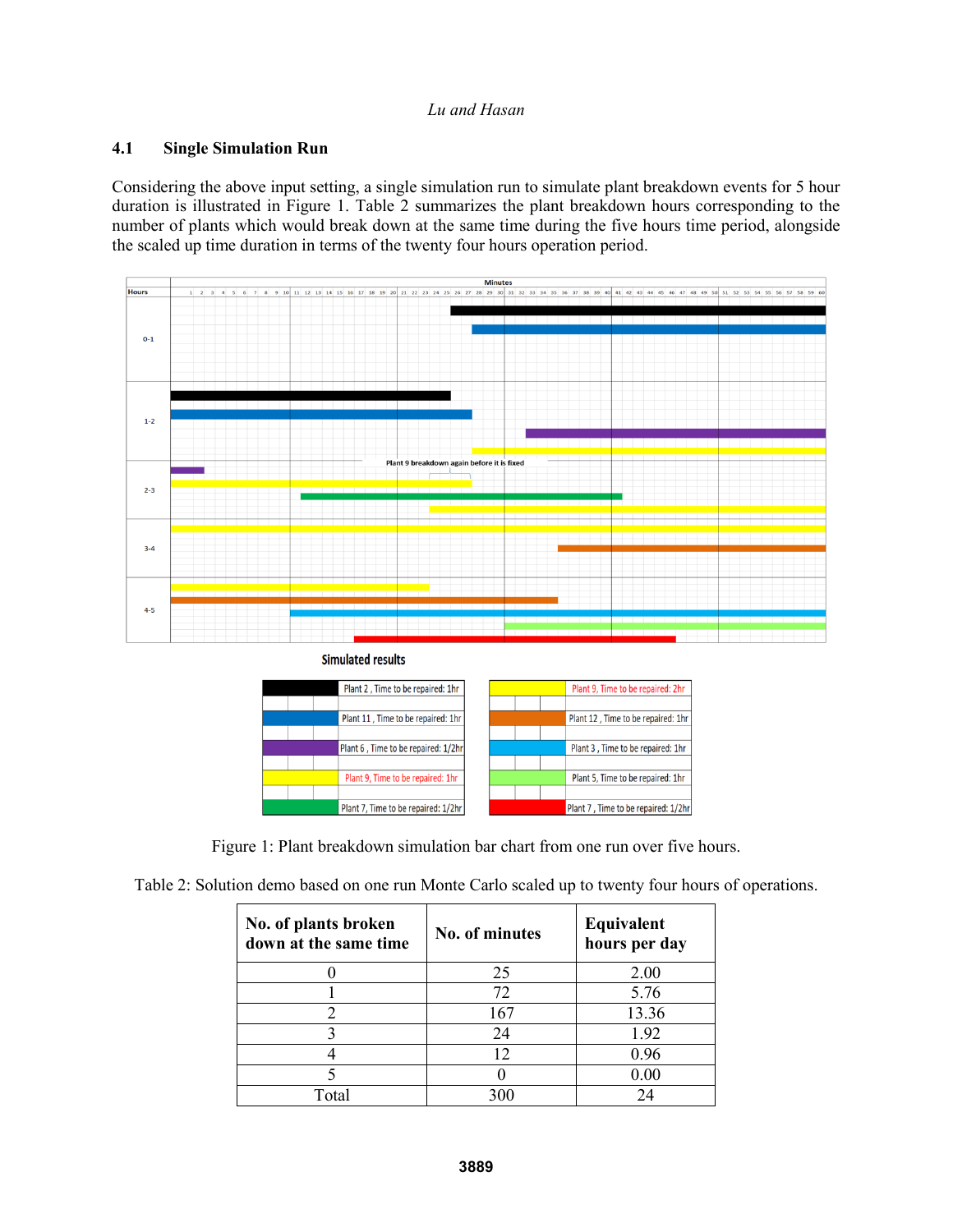### 4.1 Single Simulation Run

Considering the above input setting, a single simulation run to simulate plant breakdown events for 5 hour duration is illustrated in Figure 1. Table 2 summarizes the plant breakdown hours corresponding to the number of plants which would break down at the same time during the five hours time period, alongside the scaled up time duration in terms of the twenty four hours operation period.

Figure 1: Plant breakdown simulation bar chart from one run over five hours.

Table 2: Solution demo based on one run Monte Carlo scaled up to twenty four hours of operations.

| No. of plants broken down at the same time | No. of minutes | Equivalent hours per day |
|---|---|---|
| 0 | 25 | 2.00 |
| 1 | 72 | 5.76 |
| 2 | 167 | 13.36 |
| 3 | 24 | 1.92 |
| 4 | 12 | 0.96 |
| 5 | 0 | 0.00 |
| Total | 300 | 24 |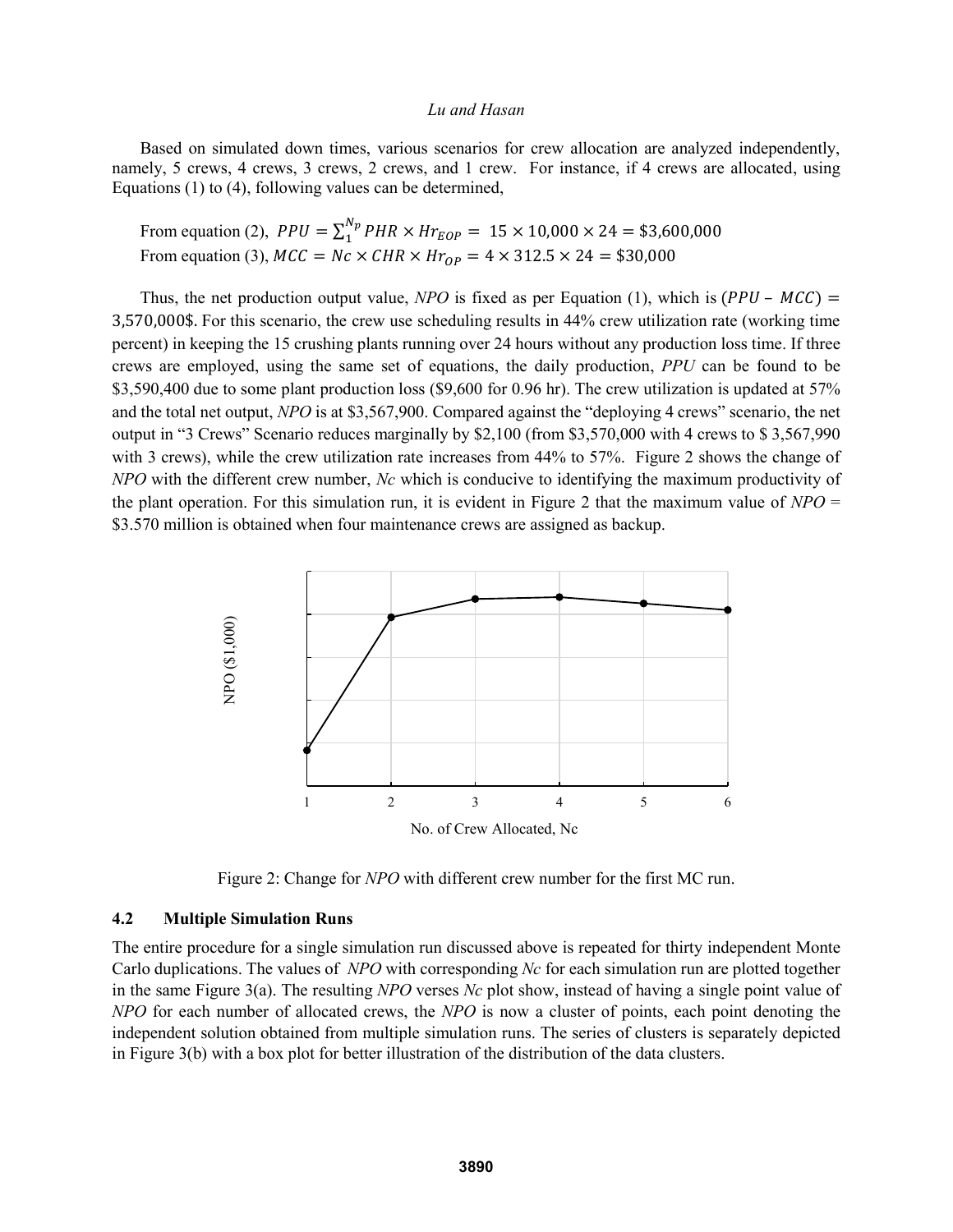Based on simulated down times, various scenarios for crew allocation are analyzed independently, namely, 5 crews, 4 crews, 3 crews, 2 crews, and 1 crew. For instance, if 4 crews are allocated, using Equations (1) to (4), following values can be determined,

From equation (2), $PPU = \sum_{1}^{N_p} PHR \times Hr_{EOP} = 15 \times 10{,}000 \times 24 = \$3{,}600{,}000$
From equation (3), $MCC = Nc \times CHR \times Hr_{OP} = 4 \times 312.5 \times 24 = \$30{,}000$

Thus, the net production output value, *NPO* is fixed as per Equation (1), which is $(PPU - MCC) = 3{,}570{,}000\$$. For this scenario, the crew use scheduling results in 44% crew utilization rate (working time percent) in keeping the 15 crushing plants running over 24 hours without any production loss time. If three crews are employed, using the same set of equations, the daily production, *PPU* can be found to be \$3,590,400 due to some plant production loss (\$9,600 for 0.96 hr). The crew utilization is updated at 57% and the total net output, *NPO* is at \$3,567,900. Compared against the "deploying 4 crews" scenario, the net output in "3 Crews" Scenario reduces marginally by \$2,100 (from \$3,570,000 with 4 crews to \$ 3,567,990 with 3 crews), while the crew utilization rate increases from 44% to 57%. Figure 2 shows the change of *NPO* with the different crew number, *Nc* which is conducive to identifying the maximum productivity of the plant operation. For this simulation run, it is evident in Figure 2 that the maximum value of *NPO* = \$3.570 million is obtained when four maintenance crews are assigned as backup.

Figure 2: Change for *NPO* with different crew number for the first MC run.

### 4.2 Multiple Simulation Runs

The entire procedure for a single simulation run discussed above is repeated for thirty independent Monte Carlo duplications. The values of *NPO* with corresponding *Nc* for each simulation run are plotted together in the same Figure 3(a). The resulting *NPO* verses *Nc* plot show, instead of having a single point value of *NPO* for each number of allocated crews, the *NPO* is now a cluster of points, each point denoting the independent solution obtained from multiple simulation runs. The series of clusters is separately depicted in Figure 3(b) with a box plot for better illustration of the distribution of the data clusters.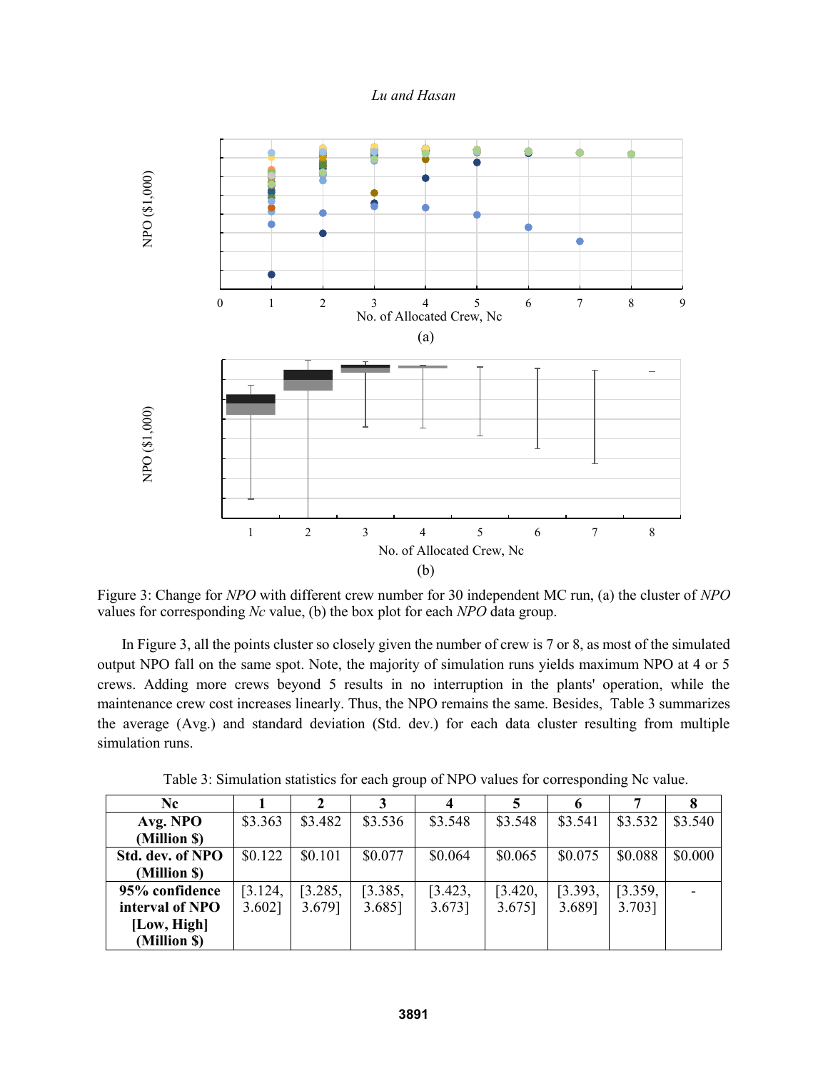Figure 3: Change for *NPO* with different crew number for 30 independent MC run, (a) the cluster of *NPO* values for corresponding *Nc* value, (b) the box plot for each *NPO* data group.

In Figure 3, all the points cluster so closely given the number of crew is 7 or 8, as most of the simulated output NPO fall on the same spot. Note, the majority of simulation runs yields maximum NPO at 4 or 5 crews. Adding more crews beyond 5 results in no interruption in the plants' operation, while the maintenance crew cost increases linearly. Thus, the NPO remains the same. Besides, Table 3 summarizes the average (Avg.) and standard deviation (Std. dev.) for each data cluster resulting from multiple simulation runs.

Table 3: Simulation statistics for each group of NPO values for corresponding Nc value.

| Nc | 1 | 2 | 3 | 4 | 5 | 6 | 7 | 8 |
|---|---|---|---|---|---|---|---|---|
| **Avg. NPO (Million $)** | $3.363 | $3.482 | $3.536 | $3.548 | $3.548 | $3.541 | $3.532 | $3.540 |
| **Std. dev. of NPO (Million $)** | $0.122 | $0.101 | $0.077 | $0.064 | $0.065 | $0.075 | $0.088 | $0.000 |
| **95% confidence interval of NPO [Low, High] (Million $)** | [3.124, 3.602] | [3.285, 3.679] | [3.385, 3.685] | [3.423, 3.673] | [3.420, 3.675] | [3.393, 3.689] | [3.359, 3.703] | - |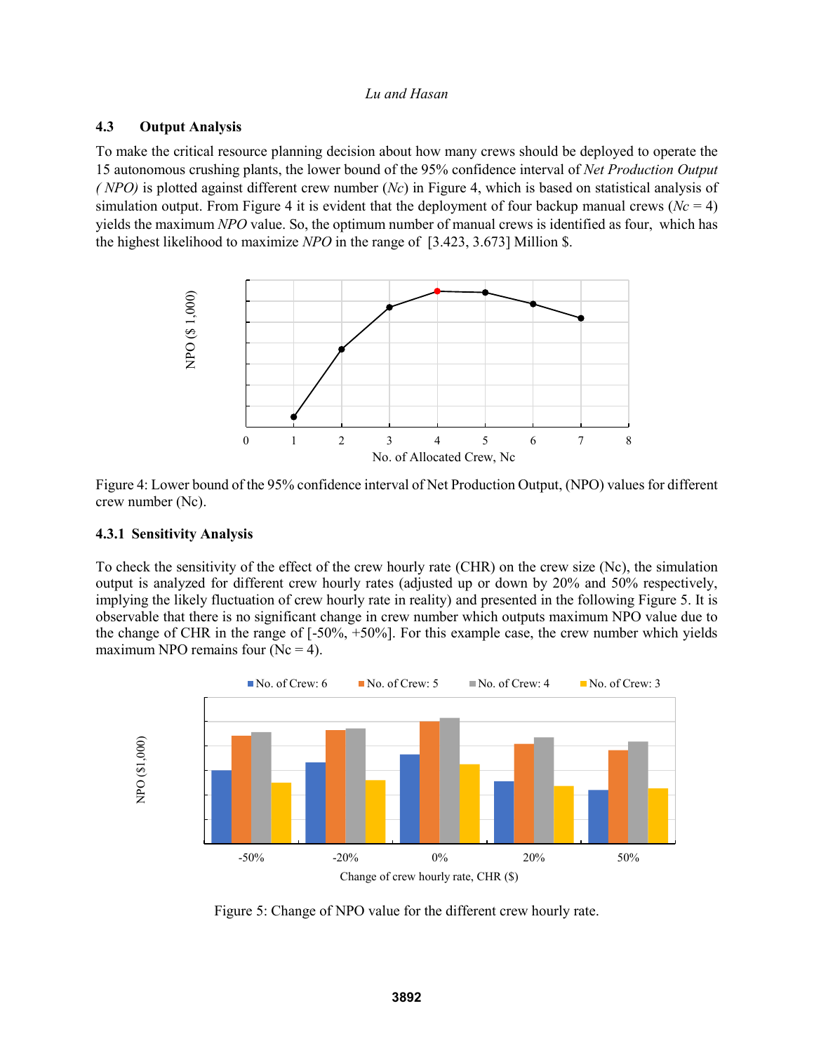### 4.3 Output Analysis

To make the critical resource planning decision about how many crews should be deployed to operate the 15 autonomous crushing plants, the lower bound of the 95% confidence interval of *Net Production Output ( NPO)* is plotted against different crew number (*Nc*) in Figure 4, which is based on statistical analysis of simulation output. From Figure 4 it is evident that the deployment of four backup manual crews (*Nc* = 4) yields the maximum *NPO* value. So, the optimum number of manual crews is identified as four, which has the highest likelihood to maximize *NPO* in the range of [3.423, 3.673] Million $.

Figure 4: Lower bound of the 95% confidence interval of Net Production Output, (NPO) values for different crew number (Nc).

#### 4.3.1 Sensitivity Analysis

To check the sensitivity of the effect of the crew hourly rate (CHR) on the crew size (Nc), the simulation output is analyzed for different crew hourly rates (adjusted up or down by 20% and 50% respectively, implying the likely fluctuation of crew hourly rate in reality) and presented in the following Figure 5. It is observable that there is no significant change in crew number which outputs maximum NPO value due to the change of CHR in the range of [-50%, +50%]. For this example case, the crew number which yields maximum NPO remains four (Nc = 4).

Figure 5: Change of NPO value for the different crew hourly rate.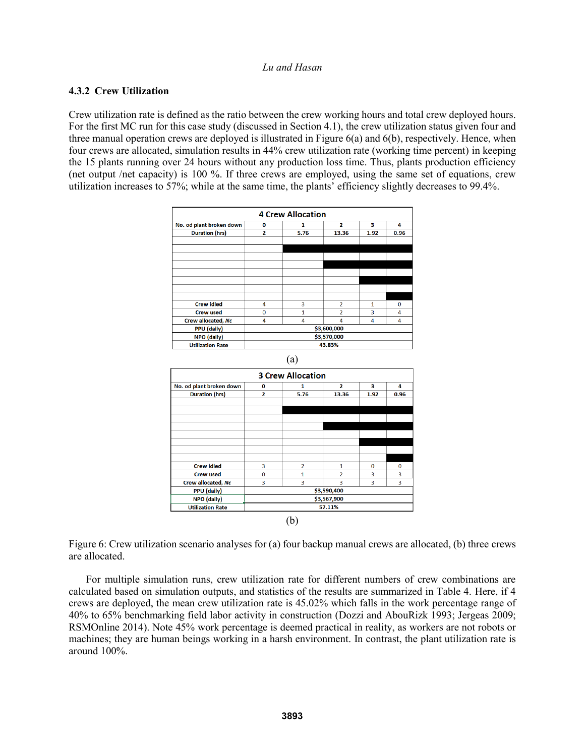### 4.3.2 Crew Utilization

Crew utilization rate is defined as the ratio between the crew working hours and total crew deployed hours. For the first MC run for this case study (discussed in Section 4.1), the crew utilization status given four and three manual operation crews are deployed is illustrated in Figure 6(a) and 6(b), respectively. Hence, when four crews are allocated, simulation results in 44% crew utilization rate (working time percent) in keeping the 15 plants running over 24 hours without any production loss time. Thus, plants production efficiency (net output /net capacity) is 100 %. If three crews are employed, using the same set of equations, crew utilization increases to 57%; while at the same time, the plants' efficiency slightly decreases to 99.4%.

**4 Crew Allocation**

| No. od plant broken down | 0 | 1 | 2 | 3 | 4 |
|---|---|---|---|---|---|
| Duration (hrs) | 2 | 5.76 | 13.36 | 1.92 | 0.96 |
| Crew idled | 4 | 3 | 2 | 1 | 0 |
| Crew used | 0 | 1 | 2 | 3 | 4 |
| Crew allocated, *Nc* | 4 | 4 | 4 | 4 | 4 |
| PPU (daily) | $3,600,000 | | | | |
| NPO (daily) | $3,570,000 | | | | |
| Utilization Rate | 43.83% | | | | |

(a)

**3 Crew Allocation**

| No. od plant broken down | 0 | 1 | 2 | 3 | 4 |
|---|---|---|---|---|---|
| Duration (hrs) | 2 | 5.76 | 13.36 | 1.92 | 0.96 |
| Crew idled | 3 | 2 | 1 | 0 | 0 |
| Crew used | 0 | 1 | 2 | 3 | 3 |
| Crew allocated, *Nc* | 3 | 3 | 3 | 3 | 3 |
| PPU (daily) | $3,590,400 | | | | |
| NPO (daily) | $3,567,900 | | | | |
| Utilization Rate | 57.11% | | | | |

(b)

Figure 6: Crew utilization scenario analyses for (a) four backup manual crews are allocated, (b) three crews are allocated.

For multiple simulation runs, crew utilization rate for different numbers of crew combinations are calculated based on simulation outputs, and statistics of the results are summarized in Table 4. Here, if 4 crews are deployed, the mean crew utilization rate is 45.02% which falls in the work percentage range of 40% to 65% benchmarking field labor activity in construction (Dozzi and AbouRizk 1993; Jergeas 2009; RSMOnline 2014). Note 45% work percentage is deemed practical in reality, as workers are not robots or machines; they are human beings working in a harsh environment. In contrast, the plant utilization rate is around 100%.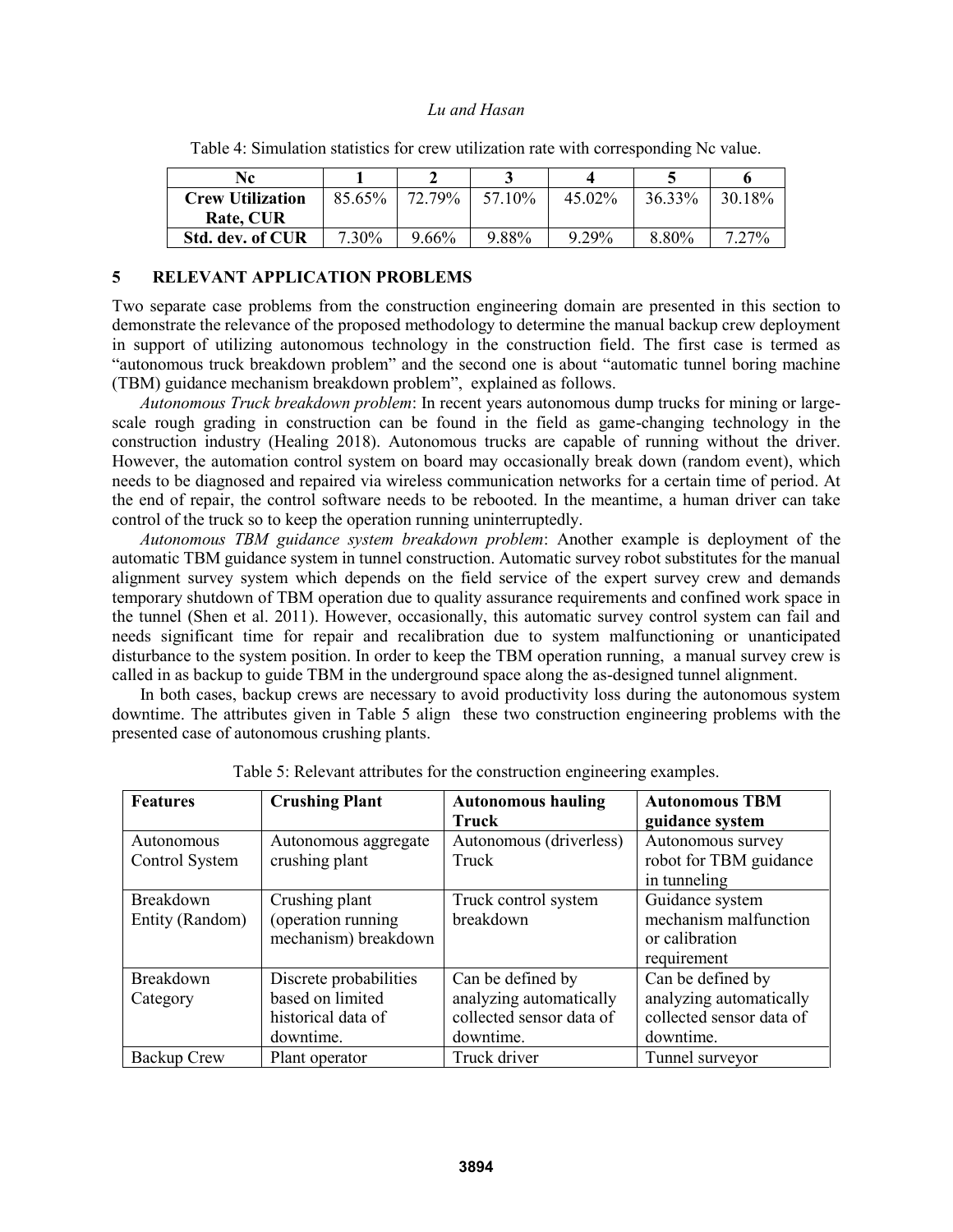Table 4: Simulation statistics for crew utilization rate with corresponding Nc value.

| Nc | 1 | 2 | 3 | 4 | 5 | 6 |
|---|---|---|---|---|---|---|
| **Crew Utilization Rate, CUR** | 85.65% | 72.79% | 57.10% | 45.02% | 36.33% | 30.18% |
| **Std. dev. of CUR** | 7.30% | 9.66% | 9.88% | 9.29% | 8.80% | 7.27% |

## 5 RELEVANT APPLICATION PROBLEMS

Two separate case problems from the construction engineering domain are presented in this section to demonstrate the relevance of the proposed methodology to determine the manual backup crew deployment in support of utilizing autonomous technology in the construction field. The first case is termed as "autonomous truck breakdown problem" and the second one is about "automatic tunnel boring machine (TBM) guidance mechanism breakdown problem", explained as follows.

*Autonomous Truck breakdown problem*: In recent years autonomous dump trucks for mining or large-scale rough grading in construction can be found in the field as game-changing technology in the construction industry (Healing 2018). Autonomous trucks are capable of running without the driver. However, the automation control system on board may occasionally break down (random event), which needs to be diagnosed and repaired via wireless communication networks for a certain time of period. At the end of repair, the control software needs to be rebooted. In the meantime, a human driver can take control of the truck so to keep the operation running uninterruptedly.

*Autonomous TBM guidance system breakdown problem*: Another example is deployment of the automatic TBM guidance system in tunnel construction. Automatic survey robot substitutes for the manual alignment survey system which depends on the field service of the expert survey crew and demands temporary shutdown of TBM operation due to quality assurance requirements and confined work space in the tunnel (Shen et al. 2011). However, occasionally, this automatic survey control system can fail and needs significant time for repair and recalibration due to system malfunctioning or unanticipated disturbance to the system position. In order to keep the TBM operation running, a manual survey crew is called in as backup to guide TBM in the underground space along the as-designed tunnel alignment.

In both cases, backup crews are necessary to avoid productivity loss during the autonomous system downtime. The attributes given in Table 5 align these two construction engineering problems with the presented case of autonomous crushing plants.

Table 5: Relevant attributes for the construction engineering examples.

| **Features** | **Crushing Plant** | **Autonomous hauling Truck** | **Autonomous TBM guidance system** |
|---|---|---|---|
| Autonomous Control System | Autonomous aggregate crushing plant | Autonomous (driverless) Truck | Autonomous survey robot for TBM guidance in tunneling |
| Breakdown Entity (Random) | Crushing plant (operation running mechanism) breakdown | Truck control system breakdown | Guidance system mechanism malfunction or calibration requirement |
| Breakdown Category | Discrete probabilities based on limited historical data of downtime. | Can be defined by analyzing automatically collected sensor data of downtime. | Can be defined by analyzing automatically collected sensor data of downtime. |
| Backup Crew | Plant operator | Truck driver | Tunnel surveyor |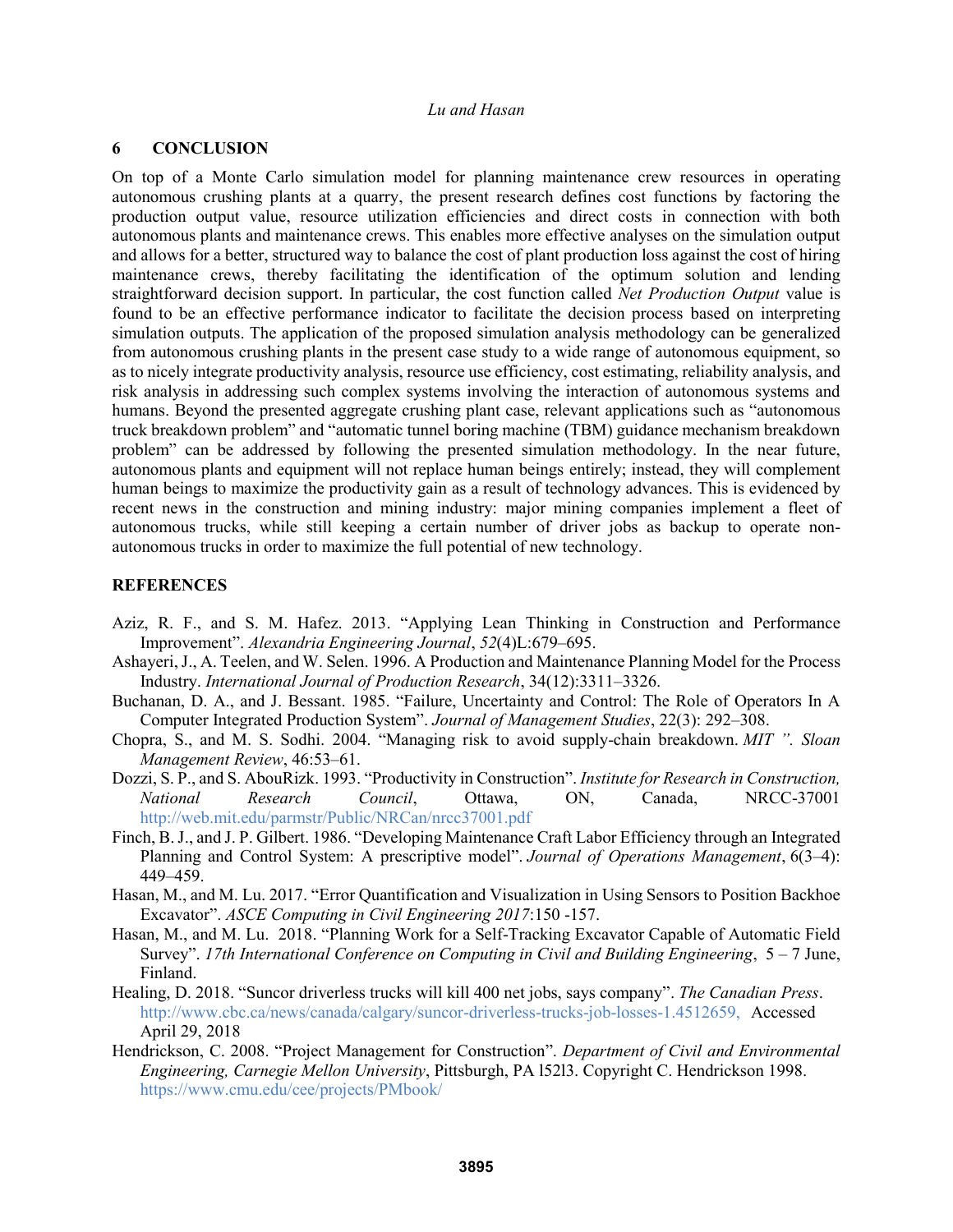## 6 CONCLUSION

On top of a Monte Carlo simulation model for planning maintenance crew resources in operating autonomous crushing plants at a quarry, the present research defines cost functions by factoring the production output value, resource utilization efficiencies and direct costs in connection with both autonomous plants and maintenance crews. This enables more effective analyses on the simulation output and allows for a better, structured way to balance the cost of plant production loss against the cost of hiring maintenance crews, thereby facilitating the identification of the optimum solution and lending straightforward decision support. In particular, the cost function called *Net Production Output* value is found to be an effective performance indicator to facilitate the decision process based on interpreting simulation outputs. The application of the proposed simulation analysis methodology can be generalized from autonomous crushing plants in the present case study to a wide range of autonomous equipment, so as to nicely integrate productivity analysis, resource use efficiency, cost estimating, reliability analysis, and risk analysis in addressing such complex systems involving the interaction of autonomous systems and humans. Beyond the presented aggregate crushing plant case, relevant applications such as "autonomous truck breakdown problem" and "automatic tunnel boring machine (TBM) guidance mechanism breakdown problem" can be addressed by following the presented simulation methodology. In the near future, autonomous plants and equipment will not replace human beings entirely; instead, they will complement human beings to maximize the productivity gain as a result of technology advances. This is evidenced by recent news in the construction and mining industry: major mining companies implement a fleet of autonomous trucks, while still keeping a certain number of driver jobs as backup to operate non-autonomous trucks in order to maximize the full potential of new technology.

## REFERENCES

Aziz, R. F., and S. M. Hafez. 2013. "Applying Lean Thinking in Construction and Performance Improvement". *Alexandria Engineering Journal*, *52*(4)L:679–695.

Ashayeri, J., A. Teelen, and W. Selen. 1996. A Production and Maintenance Planning Model for the Process Industry. *International Journal of Production Research*, 34(12):3311–3326.

Buchanan, D. A., and J. Bessant. 1985. "Failure, Uncertainty and Control: The Role of Operators In A Computer Integrated Production System". *Journal of Management Studies*, 22(3): 292–308.

Chopra, S., and M. S. Sodhi. 2004. "Managing risk to avoid supply-chain breakdown. *MIT ". Sloan Management Review*, 46:53–61.

Dozzi, S. P., and S. AbouRizk. 1993. "Productivity in Construction". *Institute for Research in Construction, National Research Council*, Ottawa, ON, Canada, NRCC-37001 http://web.mit.edu/parmstr/Public/NRCan/nrcc37001.pdf

Finch, B. J., and J. P. Gilbert. 1986. "Developing Maintenance Craft Labor Efficiency through an Integrated Planning and Control System: A prescriptive model". *Journal of Operations Management*, 6(3–4): 449–459.

Hasan, M., and M. Lu. 2017. "Error Quantification and Visualization in Using Sensors to Position Backhoe Excavator". *ASCE Computing in Civil Engineering 2017*:150 -157.

Hasan, M., and M. Lu. 2018. "Planning Work for a Self-Tracking Excavator Capable of Automatic Field Survey". *17th International Conference on Computing in Civil and Building Engineering*, 5 – 7 June, Finland.

Healing, D. 2018. "Suncor driverless trucks will kill 400 net jobs, says company". *The Canadian Press*. http://www.cbc.ca/news/canada/calgary/suncor-driverless-trucks-job-losses-1.4512659, Accessed April 29, 2018

Hendrickson, C. 2008. "Project Management for Construction". *Department of Civil and Environmental Engineering, Carnegie Mellon University*, Pittsburgh, PA l52l3. Copyright C. Hendrickson 1998. https://www.cmu.edu/cee/projects/PMbook/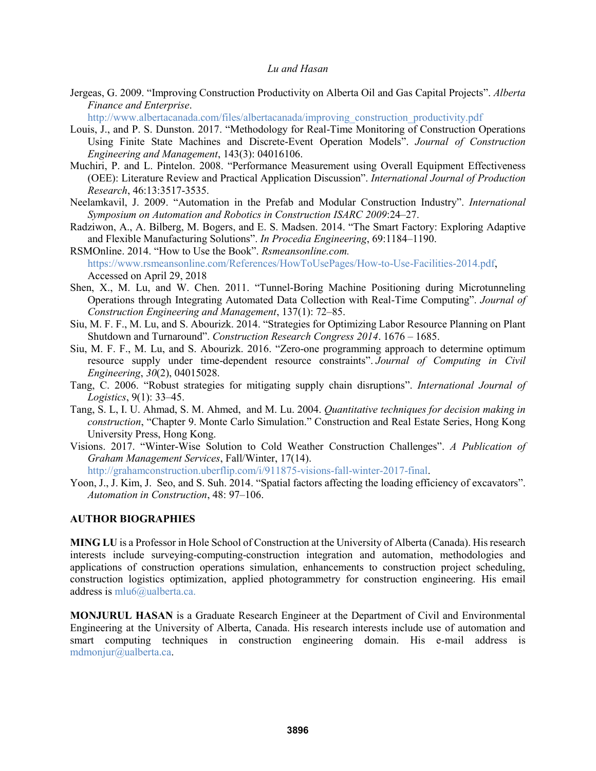Jergeas, G. 2009. "Improving Construction Productivity on Alberta Oil and Gas Capital Projects". *Alberta Finance and Enterprise*. http://www.albertacanada.com/files/albertacanada/improving_construction_productivity.pdf

Louis, J., and P. S. Dunston. 2017. "Methodology for Real-Time Monitoring of Construction Operations Using Finite State Machines and Discrete-Event Operation Models". *Journal of Construction Engineering and Management*, 143(3): 04016106.

Muchiri, P. and L. Pintelon. 2008. "Performance Measurement using Overall Equipment Effectiveness (OEE): Literature Review and Practical Application Discussion". *International Journal of Production Research*, 46:13:3517-3535.

Neelamkavil, J. 2009. "Automation in the Prefab and Modular Construction Industry". *International Symposium on Automation and Robotics in Construction ISARC 2009*:24–27.

Radziwon, A., A. Bilberg, M. Bogers, and E. S. Madsen. 2014. "The Smart Factory: Exploring Adaptive and Flexible Manufacturing Solutions". *In Procedia Engineering*, 69:1184–1190.

RSMOnline. 2014. "How to Use the Book". *Rsmeansonline.com.* https://www.rsmeansonline.com/References/HowToUsePages/How-to-Use-Facilities-2014.pdf, Accessed on April 29, 2018

Shen, X., M. Lu, and W. Chen. 2011. "Tunnel-Boring Machine Positioning during Microtunneling Operations through Integrating Automated Data Collection with Real-Time Computing". *Journal of Construction Engineering and Management*, 137(1): 72–85.

Siu, M. F. F., M. Lu, and S. Abourizk. 2014. "Strategies for Optimizing Labor Resource Planning on Plant Shutdown and Turnaround". *Construction Research Congress 2014*. 1676 – 1685.

Siu, M. F. F., M. Lu, and S. Abourizk. 2016. "Zero-one programming approach to determine optimum resource supply under time-dependent resource constraints". *Journal of Computing in Civil Engineering*, *30*(2), 04015028.

Tang, C. 2006. "Robust strategies for mitigating supply chain disruptions". *International Journal of Logistics*, 9(1): 33–45.

Tang, S. L, I. U. Ahmad, S. M. Ahmed, and M. Lu. 2004. *Quantitative techniques for decision making in construction*, "Chapter 9. Monte Carlo Simulation." Construction and Real Estate Series, Hong Kong University Press, Hong Kong.

Visions. 2017. "Winter-Wise Solution to Cold Weather Construction Challenges". *A Publication of Graham Management Services*, Fall/Winter, 17(14). http://grahamconstruction.uberflip.com/i/911875-visions-fall-winter-2017-final.

Yoon, J., J. Kim, J. Seo, and S. Suh. 2014. "Spatial factors affecting the loading efficiency of excavators". *Automation in Construction*, 48: 97–106.

## AUTHOR BIOGRAPHIES

**MING LU** is a Professor in Hole School of Construction at the University of Alberta (Canada). His research interests include surveying-computing-construction integration and automation, methodologies and applications of construction operations simulation, enhancements to construction project scheduling, construction logistics optimization, applied photogrammetry for construction engineering. His email address is mlu6@ualberta.ca.

**MONJURUL HASAN** is a Graduate Research Engineer at the Department of Civil and Environmental Engineering at the University of Alberta, Canada. His research interests include use of automation and smart computing techniques in construction engineering domain. His e-mail address is mdmonjur@ualberta.ca.